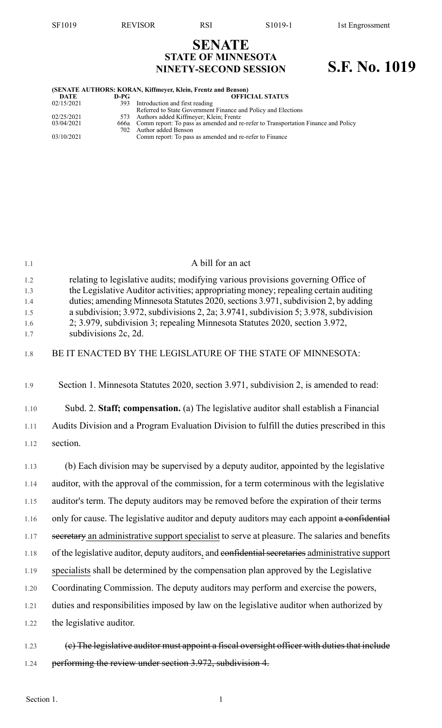# SENATE
## STATE OF MINNESOTA
## NINETY-SECOND SESSION

# S.F. No. 1019

**(SENATE AUTHORS: KORAN, Kiffmeyer, Klein, Frentz and Benson)**

| DATE | D-PG | OFFICIAL STATUS |
|---|---|---|
| 02/15/2021 | 393 | Introduction and first reading<br>Referred to State Government Finance and Policy and Elections |
| 02/25/2021 | 573 | Authors added Kiffmeyer; Klein; Frentz |
| 03/04/2021 | 666a | Comm report: To pass as amended and re-refer to Transportation Finance and Policy |
| | 702 | Author added Benson |
| 03/10/2021 | | Comm report: To pass as amended and re-refer to Finance |

A bill for an act

relating to legislative audits; modifying various provisions governing Office of the Legislative Auditor activities; appropriating money; repealing certain auditing duties; amending Minnesota Statutes 2020, sections 3.971, subdivision 2, by adding a subdivision; 3.972, subdivisions 2, 2a; 3.9741, subdivision 5; 3.978, subdivision 2; 3.979, subdivision 3; repealing Minnesota Statutes 2020, section 3.972, subdivisions 2c, 2d.

BE IT ENACTED BY THE LEGISLATURE OF THE STATE OF MINNESOTA:

Section 1. Minnesota Statutes 2020, section 3.971, subdivision 2, is amended to read:

Subd. 2. **Staff; compensation.** (a) The legislative auditor shall establish a Financial Audits Division and a Program Evaluation Division to fulfill the duties prescribed in this section.

(b) Each division may be supervised by a deputy auditor, appointed by the legislative auditor, with the approval of the commission, for a term coterminous with the legislative auditor's term. The deputy auditors may be removed before the expiration of their terms only for cause. The legislative auditor and deputy auditors may each appoint ~~a confidential secretary~~ an administrative support specialist to serve at pleasure. The salaries and benefits of the legislative auditor, deputy auditors, and ~~confidential secretaries~~ administrative support specialists shall be determined by the compensation plan approved by the Legislative Coordinating Commission. The deputy auditors may perform and exercise the powers, duties and responsibilities imposed by law on the legislative auditor when authorized by the legislative auditor.

~~(c) The legislative auditor must appoint a fiscal oversight officer with duties that include performing the review under section 3.972, subdivision 4.~~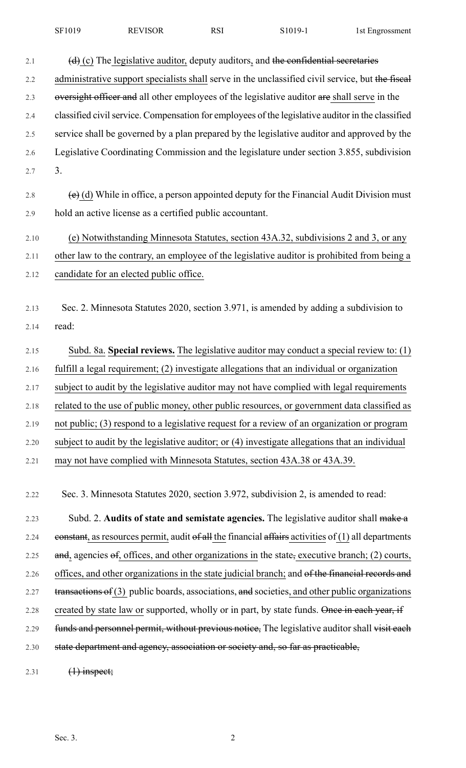(d) (c) The legislative auditor, deputy auditors, and ~~the confidential secretaries~~ administrative support specialists shall serve in the unclassified civil service, but ~~the fiscal oversight officer and~~ all other employees of the legislative auditor ~~are~~ shall serve in the classified civil service. Compensation for employees of the legislative auditor in the classified service shall be governed by a plan prepared by the legislative auditor and approved by the Legislative Coordinating Commission and the legislature under section 3.855, subdivision 3.

~~(e)~~ (d) While in office, a person appointed deputy for the Financial Audit Division must hold an active license as a certified public accountant.

(e) Notwithstanding Minnesota Statutes, section 43A.32, subdivisions 2 and 3, or any other law to the contrary, an employee of the legislative auditor is prohibited from being a candidate for an elected public office.

Sec. 2. Minnesota Statutes 2020, section 3.971, is amended by adding a subdivision to read:

Subd. 8a. **Special reviews.** The legislative auditor may conduct a special review to: (1) fulfill a legal requirement; (2) investigate allegations that an individual or organization subject to audit by the legislative auditor may not have complied with legal requirements related to the use of public money, other public resources, or government data classified as not public; (3) respond to a legislative request for a review of an organization or program subject to audit by the legislative auditor; or (4) investigate allegations that an individual may not have complied with Minnesota Statutes, section 43A.38 or 43A.39.

Sec. 3. Minnesota Statutes 2020, section 3.972, subdivision 2, is amended to read:

Subd. 2. **Audits of state and semistate agencies.** The legislative auditor shall ~~make a constant~~, as resources permit, audit ~~of all~~ the financial ~~affairs~~ activities of (1) all departments ~~and~~, agencies ~~of~~, offices, and other organizations in the state~~,~~ executive branch; (2) courts, offices, and other organizations in the state judicial branch; and ~~of the financial records and transactions of~~ (3) public boards, associations, ~~and~~ societies, and other public organizations created by state law or supported, wholly or in part, by state funds. ~~Once in each year, if funds and personnel permit, without previous notice,~~ The legislative auditor shall ~~visit each state department and agency, association or society and, so far as practicable,~~

~~(1) inspect;~~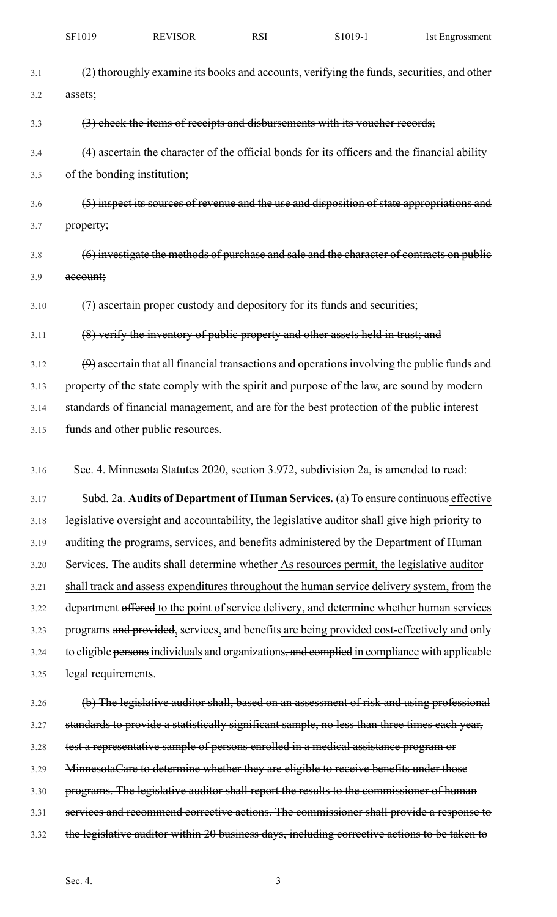~~(2) thoroughly examine its books and accounts, verifying the funds, securities, and other assets;~~

~~(3) check the items of receipts and disbursements with its voucher records;~~

~~(4) ascertain the character of the official bonds for its officers and the financial ability of the bonding institution;~~

~~(5) inspect its sources of revenue and the use and disposition of state appropriations and property;~~

~~(6) investigate the methods of purchase and sale and the character of contracts on public account;~~

~~(7) ascertain proper custody and depository for its funds and securities;~~

~~(8) verify the inventory of public property and other assets held in trust; and~~

~~(9)~~ ascertain that all financial transactions and operations involving the public funds and property of the state comply with the spirit and purpose of the law, are sound by modern standards of financial management<u>,</u> and are for the best protection of ~~the~~ public ~~interest~~ <u>funds and other public resources</u>.

Sec. 4. Minnesota Statutes 2020, section 3.972, subdivision 2a, is amended to read:

Subd. 2a. **Audits of Department of Human Services.** ~~(a)~~ To ensure ~~continuous~~ <u>effective</u> legislative oversight and accountability, the legislative auditor shall give high priority to auditing the programs, services, and benefits administered by the Department of Human Services. ~~The audits shall determine whether~~ <u>As resources permit, the legislative auditor shall track and assess expenditures throughout the human service delivery system, from</u> the department ~~offered~~ <u>to the point of service delivery, and determine whether human services</u> programs ~~and provided~~<u>,</u> services<u>,</u> and benefits <u>are being provided cost-effectively and</u> only to eligible ~~persons~~ <u>individuals</u> and organizations~~, and complied~~ <u>in compliance</u> with applicable legal requirements.

~~(b) The legislative auditor shall, based on an assessment of risk and using professional standards to provide a statistically significant sample, no less than three times each year, test a representative sample of persons enrolled in a medical assistance program or MinnesotaCare to determine whether they are eligible to receive benefits under those programs. The legislative auditor shall report the results to the commissioner of human services and recommend corrective actions. The commissioner shall provide a response to the legislative auditor within 20 business days, including corrective actions to be taken to~~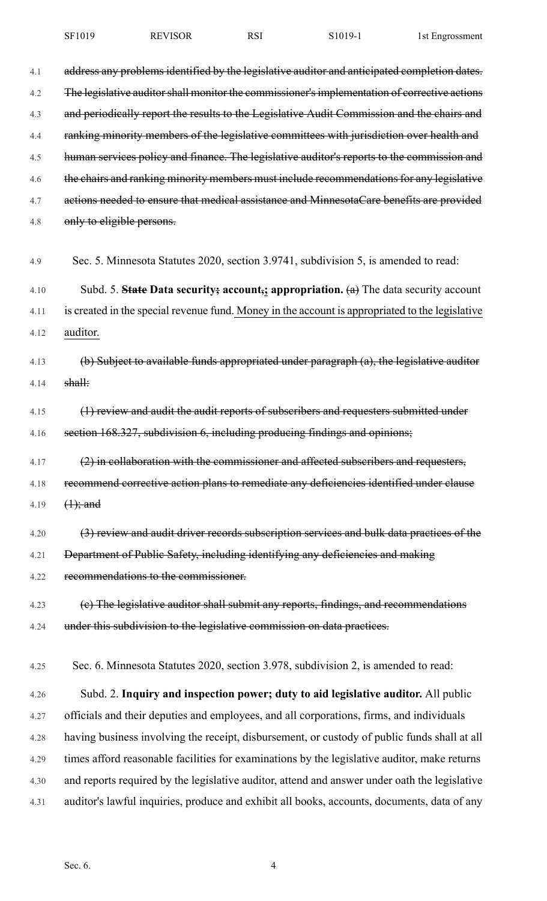~~address any problems identified by the legislative auditor and anticipated completion dates. The legislative auditor shall monitor the commissioner's implementation of corrective actions and periodically report the results to the Legislative Audit Commission and the chairs and ranking minority members of the legislative committees with jurisdiction over health and human services policy and finance. The legislative auditor's reports to the commission and the chairs and ranking minority members must include recommendations for any legislative actions needed to ensure that medical assistance and MinnesotaCare benefits are provided only to eligible persons.~~

Sec. 5. Minnesota Statutes 2020, section 3.9741, subdivision 5, is amended to read:

Subd. 5. ~~**State**~~ **Data security~~;~~ account~~,~~; appropriation.** ~~(a)~~ The data security account is created in the special revenue fund. Money in the account is appropriated to the legislative auditor.

~~(b) Subject to available funds appropriated under paragraph (a), the legislative auditor shall:~~

~~(1) review and audit the audit reports of subscribers and requesters submitted under section 168.327, subdivision 6, including producing findings and opinions;~~

~~(2) in collaboration with the commissioner and affected subscribers and requesters, recommend corrective action plans to remediate any deficiencies identified under clause (1); and~~

~~(3) review and audit driver records subscription services and bulk data practices of the Department of Public Safety, including identifying any deficiencies and making recommendations to the commissioner.~~

~~(c) The legislative auditor shall submit any reports, findings, and recommendations under this subdivision to the legislative commission on data practices.~~

Sec. 6. Minnesota Statutes 2020, section 3.978, subdivision 2, is amended to read:

Subd. 2. **Inquiry and inspection power; duty to aid legislative auditor.** All public officials and their deputies and employees, and all corporations, firms, and individuals having business involving the receipt, disbursement, or custody of public funds shall at all times afford reasonable facilities for examinations by the legislative auditor, make returns and reports required by the legislative auditor, attend and answer under oath the legislative auditor's lawful inquiries, produce and exhibit all books, accounts, documents, data of any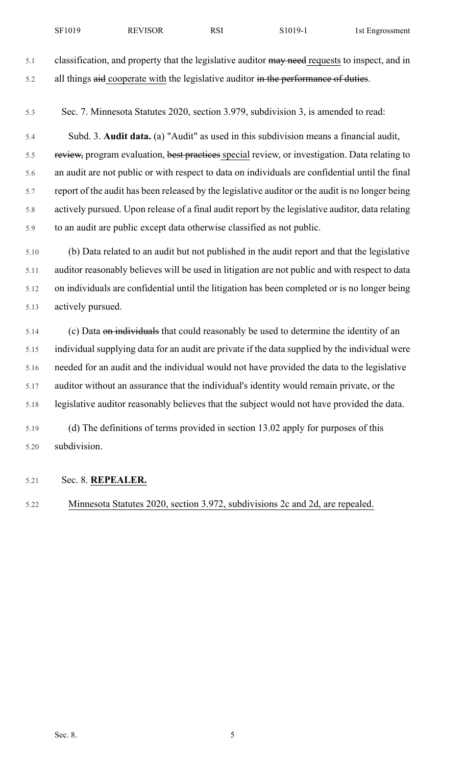classification, and property that the legislative auditor ~~may need~~ requests to inspect, and in all things ~~aid~~ cooperate with the legislative auditor ~~in the performance of duties~~.

Sec. 7. Minnesota Statutes 2020, section 3.979, subdivision 3, is amended to read:

Subd. 3. **Audit data.** (a) "Audit" as used in this subdivision means a financial audit, ~~review,~~ program evaluation, ~~best practices~~ special review, or investigation. Data relating to an audit are not public or with respect to data on individuals are confidential until the final report of the audit has been released by the legislative auditor or the audit is no longer being actively pursued. Upon release of a final audit report by the legislative auditor, data relating to an audit are public except data otherwise classified as not public.

(b) Data related to an audit but not published in the audit report and that the legislative auditor reasonably believes will be used in litigation are not public and with respect to data on individuals are confidential until the litigation has been completed or is no longer being actively pursued.

(c) Data ~~on individuals~~ that could reasonably be used to determine the identity of an individual supplying data for an audit are private if the data supplied by the individual were needed for an audit and the individual would not have provided the data to the legislative auditor without an assurance that the individual's identity would remain private, or the legislative auditor reasonably believes that the subject would not have provided the data.

(d) The definitions of terms provided in section 13.02 apply for purposes of this subdivision.

Sec. 8. **REPEALER.**

Minnesota Statutes 2020, section 3.972, subdivisions 2c and 2d, are repealed.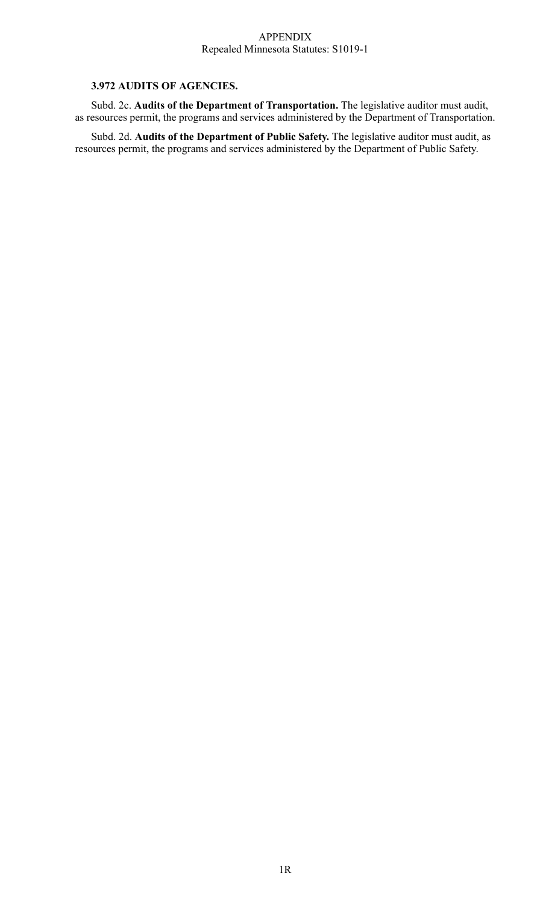APPENDIX
Repealed Minnesota Statutes: S1019-1

**3.972 AUDITS OF AGENCIES.**

Subd. 2c. **Audits of the Department of Transportation.** The legislative auditor must audit, as resources permit, the programs and services administered by the Department of Transportation.

Subd. 2d. **Audits of the Department of Public Safety.** The legislative auditor must audit, as resources permit, the programs and services administered by the Department of Public Safety.